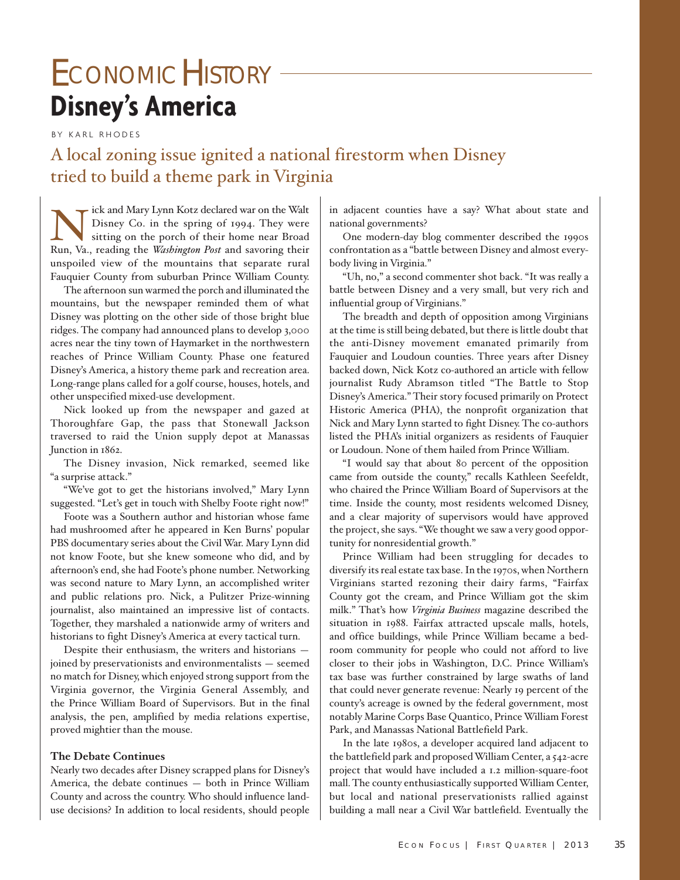# Economic History

## Disney's America

BY KARL RHODES

### A local zoning issue ignited a national firestorm when Disney tried to build a theme park in Virginia

Nick and Mary Lynn Kotz declared war on the Walt Disney Co. in the spring of 1994. They were sitting on the porch of their home near Broad Run, Va., reading the *Washington Post* and savoring their unspoiled view of the mountains that separate rural Fauquier County from suburban Prince William County.

The afternoon sun warmed the porch and illuminated the mountains, but the newspaper reminded them of what Disney was plotting on the other side of those bright blue ridges. The company had announced plans to develop 3,000 acres near the tiny town of Haymarket in the northwestern reaches of Prince William County. Phase one featured Disney's America, a history theme park and recreation area. Long-range plans called for a golf course, houses, hotels, and other unspecified mixed-use development.

Nick looked up from the newspaper and gazed at Thoroughfare Gap, the pass that Stonewall Jackson traversed to raid the Union supply depot at Manassas Junction in 1862.

The Disney invasion, Nick remarked, seemed like "a surprise attack."

"We've got to get the historians involved," Mary Lynn suggested. "Let's get in touch with Shelby Foote right now!"

Foote was a Southern author and historian whose fame had mushroomed after he appeared in Ken Burns' popular PBS documentary series about the Civil War. Mary Lynn did not know Foote, but she knew someone who did, and by afternoon's end, she had Foote's phone number. Networking was second nature to Mary Lynn, an accomplished writer and public relations pro. Nick, a Pulitzer Prize-winning journalist, also maintained an impressive list of contacts. Together, they marshaled a nationwide army of writers and historians to fight Disney's America at every tactical turn.

Despite their enthusiasm, the writers and historians — joined by preservationists and environmentalists — seemed no match for Disney, which enjoyed strong support from the Virginia governor, the Virginia General Assembly, and the Prince William Board of Supervisors. But in the final analysis, the pen, amplified by media relations expertise, proved mightier than the mouse.

#### The Debate Continues

Nearly two decades after Disney scrapped plans for Disney's America, the debate continues — both in Prince William County and across the country. Who should influence land-use decisions? In addition to local residents, should people in adjacent counties have a say? What about state and national governments?

One modern-day blog commenter described the 1990s confrontation as a "battle between Disney and almost everybody living in Virginia."

"Uh, no," a second commenter shot back. "It was really a battle between Disney and a very small, but very rich and influential group of Virginians."

The breadth and depth of opposition among Virginians at the time is still being debated, but there is little doubt that the anti-Disney movement emanated primarily from Fauquier and Loudoun counties. Three years after Disney backed down, Nick Kotz co-authored an article with fellow journalist Rudy Abramson titled "The Battle to Stop Disney's America." Their story focused primarily on Protect Historic America (PHA), the nonprofit organization that Nick and Mary Lynn started to fight Disney. The co-authors listed the PHA's initial organizers as residents of Fauquier or Loudoun. None of them hailed from Prince William.

"I would say that about 80 percent of the opposition came from outside the county," recalls Kathleen Seefeldt, who chaired the Prince William Board of Supervisors at the time. Inside the county, most residents welcomed Disney, and a clear majority of supervisors would have approved the project, she says. "We thought we saw a very good opportunity for nonresidential growth."

Prince William had been struggling for decades to diversify its real estate tax base. In the 1970s, when Northern Virginians started rezoning their dairy farms, "Fairfax County got the cream, and Prince William got the skim milk." That's how *Virginia Business* magazine described the situation in 1988. Fairfax attracted upscale malls, hotels, and office buildings, while Prince William became a bedroom community for people who could not afford to live closer to their jobs in Washington, D.C. Prince William's tax base was further constrained by large swaths of land that could never generate revenue: Nearly 19 percent of the county's acreage is owned by the federal government, most notably Marine Corps Base Quantico, Prince William Forest Park, and Manassas National Battlefield Park.

In the late 1980s, a developer acquired land adjacent to the battlefield park and proposed William Center, a 542-acre project that would have included a 1.2 million-square-foot mall. The county enthusiastically supported William Center, but local and national preservationists rallied against building a mall near a Civil War battlefield. Eventually the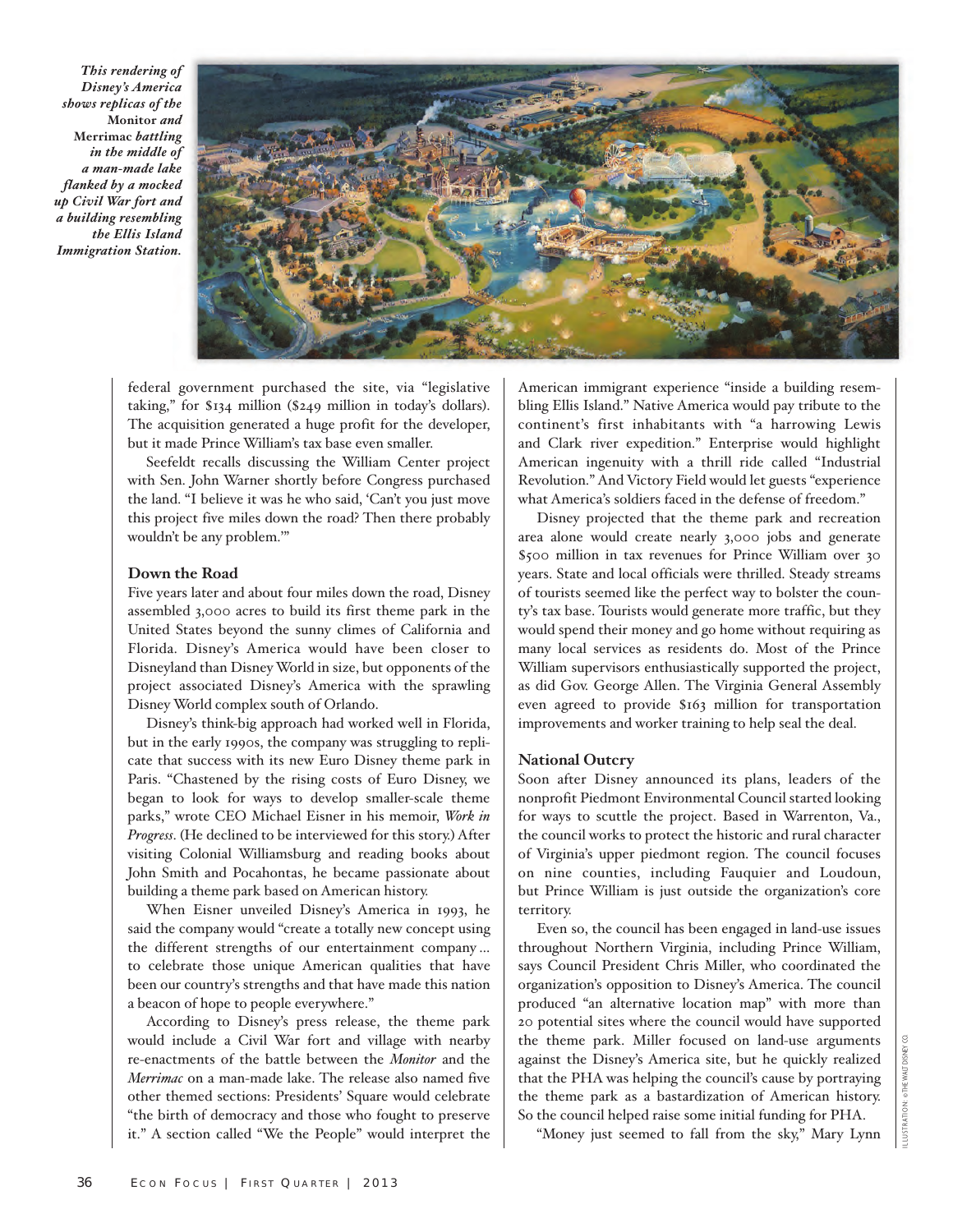*This rendering of Disney's America shows replicas of the* Monitor *and* Merrimac *battling in the middle of a man-made lake flanked by a mocked up Civil War fort and a building resembling the Ellis Island Immigration Station.*

federal government purchased the site, via "legislative taking," for $134 million ($249 million in today's dollars). The acquisition generated a huge profit for the developer, but it made Prince William's tax base even smaller.

Seefeldt recalls discussing the William Center project with Sen. John Warner shortly before Congress purchased the land. "I believe it was he who said, 'Can't you just move this project five miles down the road? Then there probably wouldn't be any problem.'"

### Down the Road

Five years later and about four miles down the road, Disney assembled 3,000 acres to build its first theme park in the United States beyond the sunny climes of California and Florida. Disney's America would have been closer to Disneyland than Disney World in size, but opponents of the project associated Disney's America with the sprawling Disney World complex south of Orlando.

Disney's think-big approach had worked well in Florida, but in the early 1990s, the company was struggling to replicate that success with its new Euro Disney theme park in Paris. "Chastened by the rising costs of Euro Disney, we began to look for ways to develop smaller-scale theme parks," wrote CEO Michael Eisner in his memoir, *Work in Progress*. (He declined to be interviewed for this story.) After visiting Colonial Williamsburg and reading books about John Smith and Pocahontas, he became passionate about building a theme park based on American history.

When Eisner unveiled Disney's America in 1993, he said the company would "create a totally new concept using the different strengths of our entertainment company ... to celebrate those unique American qualities that have been our country's strengths and that have made this nation a beacon of hope to people everywhere."

According to Disney's press release, the theme park would include a Civil War fort and village with nearby re-enactments of the battle between the *Monitor* and the *Merrimac* on a man-made lake. The release also named five other themed sections: Presidents' Square would celebrate "the birth of democracy and those who fought to preserve it." A section called "We the People" would interpret the American immigrant experience "inside a building resembling Ellis Island." Native America would pay tribute to the continent's first inhabitants with "a harrowing Lewis and Clark river expedition." Enterprise would highlight American ingenuity with a thrill ride called "Industrial Revolution." And Victory Field would let guests "experience what America's soldiers faced in the defense of freedom."

Disney projected that the theme park and recreation area alone would create nearly 3,000 jobs and generate $500 million in tax revenues for Prince William over 30 years. State and local officials were thrilled. Steady streams of tourists seemed like the perfect way to bolster the county's tax base. Tourists would generate more traffic, but they would spend their money and go home without requiring as many local services as residents do. Most of the Prince William supervisors enthusiastically supported the project, as did Gov. George Allen. The Virginia General Assembly even agreed to provide $163 million for transportation improvements and worker training to help seal the deal.

### National Outcry

Soon after Disney announced its plans, leaders of the nonprofit Piedmont Environmental Council started looking for ways to scuttle the project. Based in Warrenton, Va., the council works to protect the historic and rural character of Virginia's upper piedmont region. The council focuses on nine counties, including Fauquier and Loudoun, but Prince William is just outside the organization's core territory.

Even so, the council has been engaged in land-use issues throughout Northern Virginia, including Prince William, says Council President Chris Miller, who coordinated the organization's opposition to Disney's America. The council produced "an alternative location map" with more than 20 potential sites where the council would have supported the theme park. Miller focused on land-use arguments against the Disney's America site, but he quickly realized that the PHA was helping the council's cause by portraying the theme park as a bastardization of American history. So the council helped raise some initial funding for PHA.

"Money just seemed to fall from the sky," Mary Lynn

ILLUSTRATION: ©THE WALT DISNEY CO.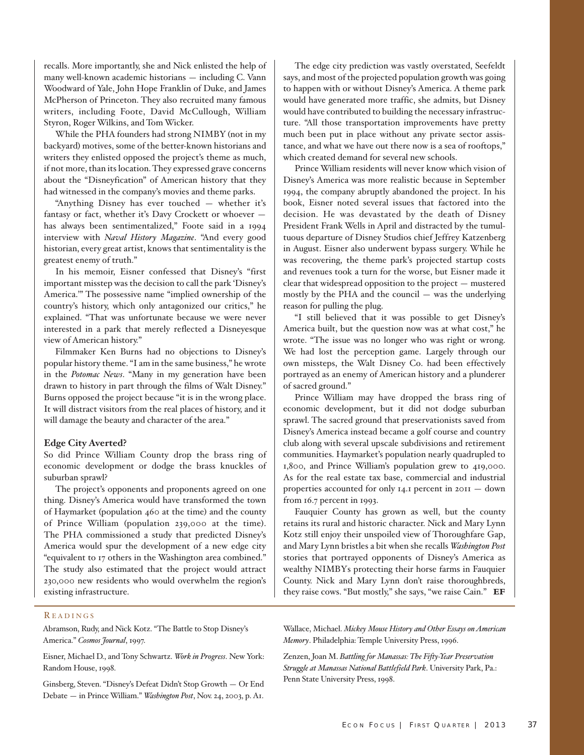recalls. More importantly, she and Nick enlisted the help of many well-known academic historians — including C. Vann Woodward of Yale, John Hope Franklin of Duke, and James McPherson of Princeton. They also recruited many famous writers, including Foote, David McCullough, William Styron, Roger Wilkins, and Tom Wicker.

While the PHA founders had strong NIMBY (not in my backyard) motives, some of the better-known historians and writers they enlisted opposed the project's theme as much, if not more, than its location. They expressed grave concerns about the "Disneyfication" of American history that they had witnessed in the company's movies and theme parks.

"Anything Disney has ever touched — whether it's fantasy or fact, whether it's Davy Crockett or whoever — has always been sentimentalized," Foote said in a 1994 interview with *Naval History Magazine*. "And every good historian, every great artist, knows that sentimentality is the greatest enemy of truth."

In his memoir, Eisner confessed that Disney's "first important misstep was the decision to call the park 'Disney's America.'" The possessive name "implied ownership of the country's history, which only antagonized our critics," he explained. "That was unfortunate because we were never interested in a park that merely reflected a Disneyesque view of American history."

Filmmaker Ken Burns had no objections to Disney's popular history theme. "I am in the same business," he wrote in the *Potomac News*. "Many in my generation have been drawn to history in part through the films of Walt Disney." Burns opposed the project because "it is in the wrong place. It will distract visitors from the real places of history, and it will damage the beauty and character of the area."

### Edge City Averted?

So did Prince William County drop the brass ring of economic development or dodge the brass knuckles of suburban sprawl?

The project's opponents and proponents agreed on one thing. Disney's America would have transformed the town of Haymarket (population 460 at the time) and the county of Prince William (population 239,000 at the time). The PHA commissioned a study that predicted Disney's America would spur the development of a new edge city "equivalent to 17 others in the Washington area combined." The study also estimated that the project would attract 230,000 new residents who would overwhelm the region's existing infrastructure.

The edge city prediction was vastly overstated, Seefeldt says, and most of the projected population growth was going to happen with or without Disney's America. A theme park would have generated more traffic, she admits, but Disney would have contributed to building the necessary infrastructure. "All those transportation improvements have pretty much been put in place without any private sector assistance, and what we have out there now is a sea of rooftops," which created demand for several new schools.

Prince William residents will never know which vision of Disney's America was more realistic because in September 1994, the company abruptly abandoned the project. In his book, Eisner noted several issues that factored into the decision. He was devastated by the death of Disney President Frank Wells in April and distracted by the tumultuous departure of Disney Studios chief Jeffrey Katzenberg in August. Eisner also underwent bypass surgery. While he was recovering, the theme park's projected startup costs and revenues took a turn for the worse, but Eisner made it clear that widespread opposition to the project — mustered mostly by the PHA and the council — was the underlying reason for pulling the plug.

"I still believed that it was possible to get Disney's America built, but the question now was at what cost," he wrote. "The issue was no longer who was right or wrong. We had lost the perception game. Largely through our own missteps, the Walt Disney Co. had been effectively portrayed as an enemy of American history and a plunderer of sacred ground."

Prince William may have dropped the brass ring of economic development, but it did not dodge suburban sprawl. The sacred ground that preservationists saved from Disney's America instead became a golf course and country club along with several upscale subdivisions and retirement communities. Haymarket's population nearly quadrupled to 1,800, and Prince William's population grew to 419,000. As for the real estate tax base, commercial and industrial properties accounted for only 14.1 percent in 2011 — down from 16.7 percent in 1993.

Fauquier County has grown as well, but the county retains its rural and historic character. Nick and Mary Lynn Kotz still enjoy their unspoiled view of Thoroughfare Gap, and Mary Lynn bristles a bit when she recalls *Washington Post* stories that portrayed opponents of Disney's America as wealthy NIMBYs protecting their horse farms in Fauquier County. Nick and Mary Lynn don't raise thoroughbreds, they raise cows. "But mostly," she says, "we raise Cain." **EF**

### Readings

Abramson, Rudy, and Nick Kotz. "The Battle to Stop Disney's America." *Cosmos Journal*, 1997.

Eisner, Michael D., and Tony Schwartz. *Work in Progress*. New York: Random House, 1998.

Ginsberg, Steven. "Disney's Defeat Didn't Stop Growth — Or End Debate — in Prince William." *Washington Post*, Nov. 24, 2003, p. A1.

Wallace, Michael. *Mickey Mouse History and Other Essays on American Memory*. Philadelphia: Temple University Press, 1996.

Zenzen, Joan M. *Battling for Manassas: The Fifty-Year Preservation Struggle at Manassas National Battlefield Park*. University Park, Pa.: Penn State University Press, 1998.